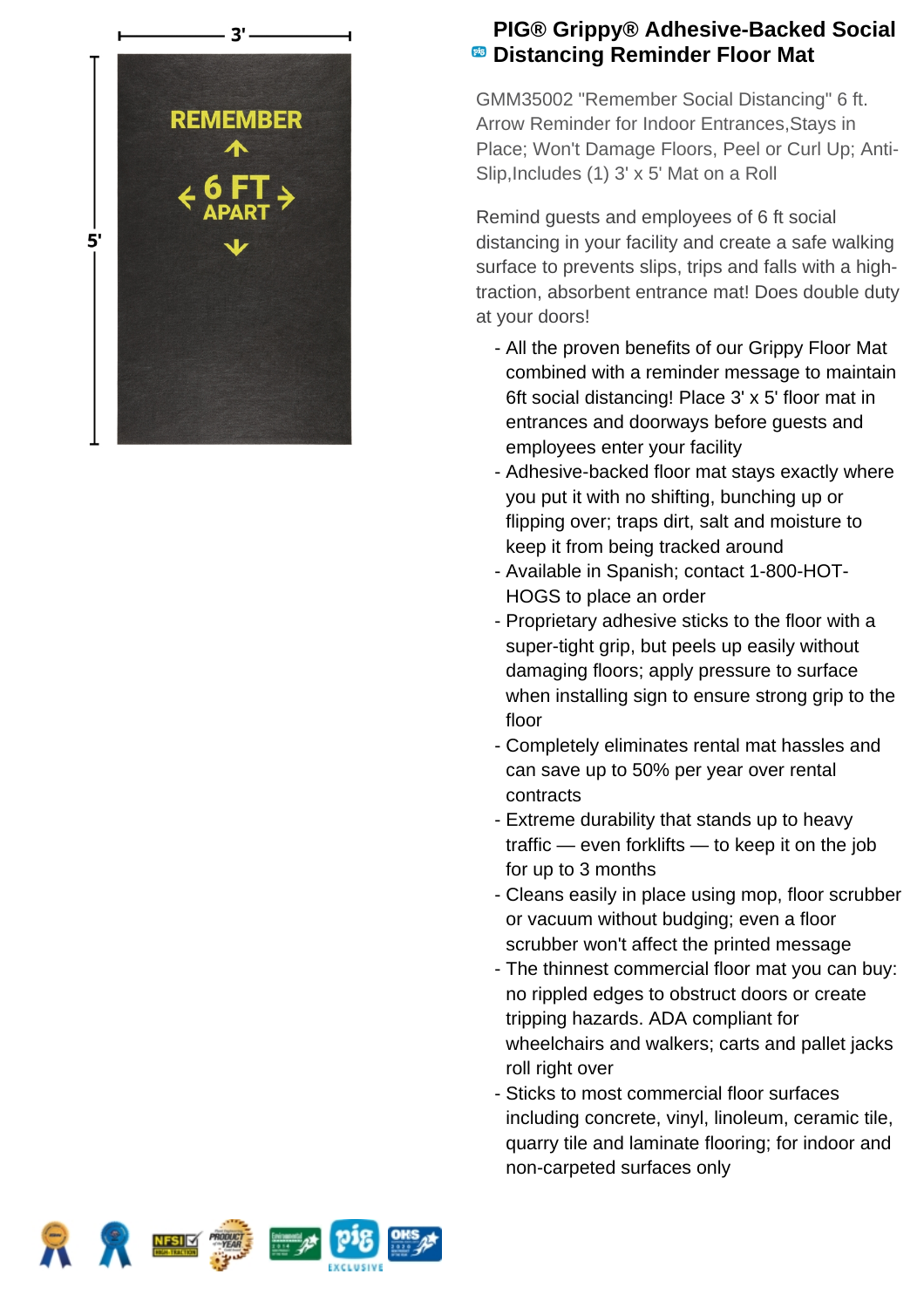# PIG® Grippy® Adhesive-Backed Social Distancing Reminder Floor Mat

GMM35002 "Remember Social Distancing" 6 ft. Arrow Reminder for Indoor Entrances,Stays in Place; Won't Damage Floors, Peel or Curl Up; Anti-Slip,Includes (1) 3' x 5' Mat on a Roll

Remind guests and employees of 6 ft social distancing in your facility and create a safe walking surface to prevents slips, trips and falls with a high-traction, absorbent entrance mat! Does double duty at your doors!

- All the proven benefits of our Grippy Floor Mat combined with a reminder message to maintain 6ft social distancing! Place 3' x 5' floor mat in entrances and doorways before guests and employees enter your facility
- Adhesive-backed floor mat stays exactly where you put it with no shifting, bunching up or flipping over; traps dirt, salt and moisture to keep it from being tracked around
- Available in Spanish; contact 1-800-HOT-HOGS to place an order
- Proprietary adhesive sticks to the floor with a super-tight grip, but peels up easily without damaging floors; apply pressure to surface when installing sign to ensure strong grip to the floor
- Completely eliminates rental mat hassles and can save up to 50% per year over rental contracts
- Extreme durability that stands up to heavy traffic — even forklifts — to keep it on the job for up to 3 months
- Cleans easily in place using mop, floor scrubber or vacuum without budging; even a floor scrubber won't affect the printed message
- The thinnest commercial floor mat you can buy: no rippled edges to obstruct doors or create tripping hazards. ADA compliant for wheelchairs and walkers; carts and pallet jacks roll right over
- Sticks to most commercial floor surfaces including concrete, vinyl, linoleum, ceramic tile, quarry tile and laminate flooring; for indoor and non-carpeted surfaces only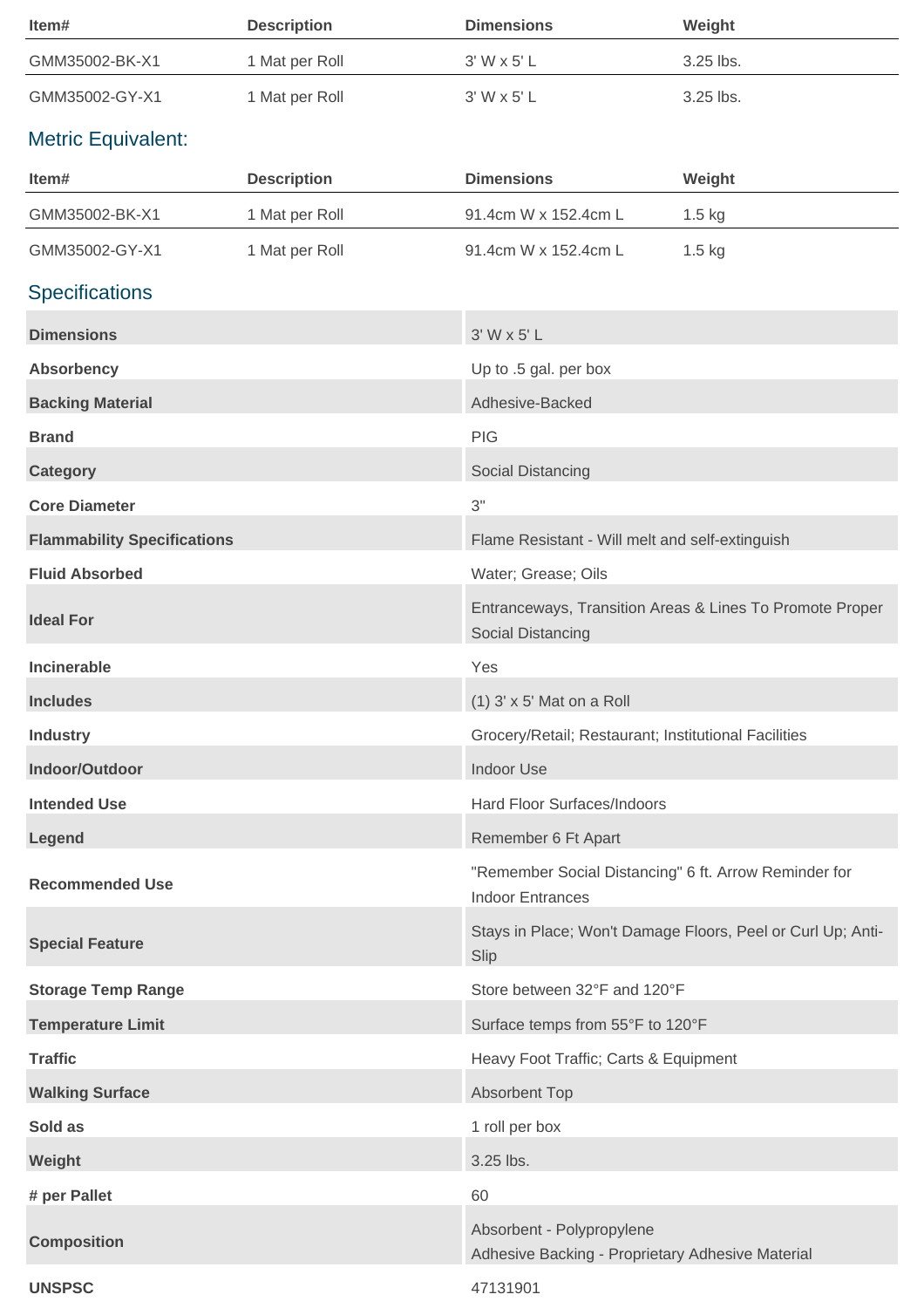| Item# | Description | Dimensions | Weight |
| --- | --- | --- | --- |
| GMM35002-BK-X1 | 1 Mat per Roll | 3' W x 5' L | 3.25 lbs. |
| GMM35002-GY-X1 | 1 Mat per Roll | 3' W x 5' L | 3.25 lbs. |

## Metric Equivalent:

| Item# | Description | Dimensions | Weight |
| --- | --- | --- | --- |
| GMM35002-BK-X1 | 1 Mat per Roll | 91.4cm W x 152.4cm L | 1.5 kg |
| GMM35002-GY-X1 | 1 Mat per Roll | 91.4cm W x 152.4cm L | 1.5 kg |

## Specifications

| | |
| --- | --- |
| **Dimensions** | 3' W x 5' L |
| **Absorbency** | Up to .5 gal. per box |
| **Backing Material** | Adhesive-Backed |
| **Brand** | PIG |
| **Category** | Social Distancing |
| **Core Diameter** | 3" |
| **Flammability Specifications** | Flame Resistant - Will melt and self-extinguish |
| **Fluid Absorbed** | Water; Grease; Oils |
| **Ideal For** | Entranceways, Transition Areas & Lines To Promote Proper Social Distancing |
| **Incinerable** | Yes |
| **Includes** | (1) 3' x 5' Mat on a Roll |
| **Industry** | Grocery/Retail; Restaurant; Institutional Facilities |
| **Indoor/Outdoor** | Indoor Use |
| **Intended Use** | Hard Floor Surfaces/Indoors |
| **Legend** | Remember 6 Ft Apart |
| **Recommended Use** | "Remember Social Distancing" 6 ft. Arrow Reminder for Indoor Entrances |
| **Special Feature** | Stays in Place; Won't Damage Floors, Peel or Curl Up; Anti-Slip |
| **Storage Temp Range** | Store between 32°F and 120°F |
| **Temperature Limit** | Surface temps from 55°F to 120°F |
| **Traffic** | Heavy Foot Traffic; Carts & Equipment |
| **Walking Surface** | Absorbent Top |
| **Sold as** | 1 roll per box |
| **Weight** | 3.25 lbs. |
| **# per Pallet** | 60 |
| **Composition** | Absorbent - Polypropylene<br>Adhesive Backing - Proprietary Adhesive Material |
| **UNSPSC** | 47131901 |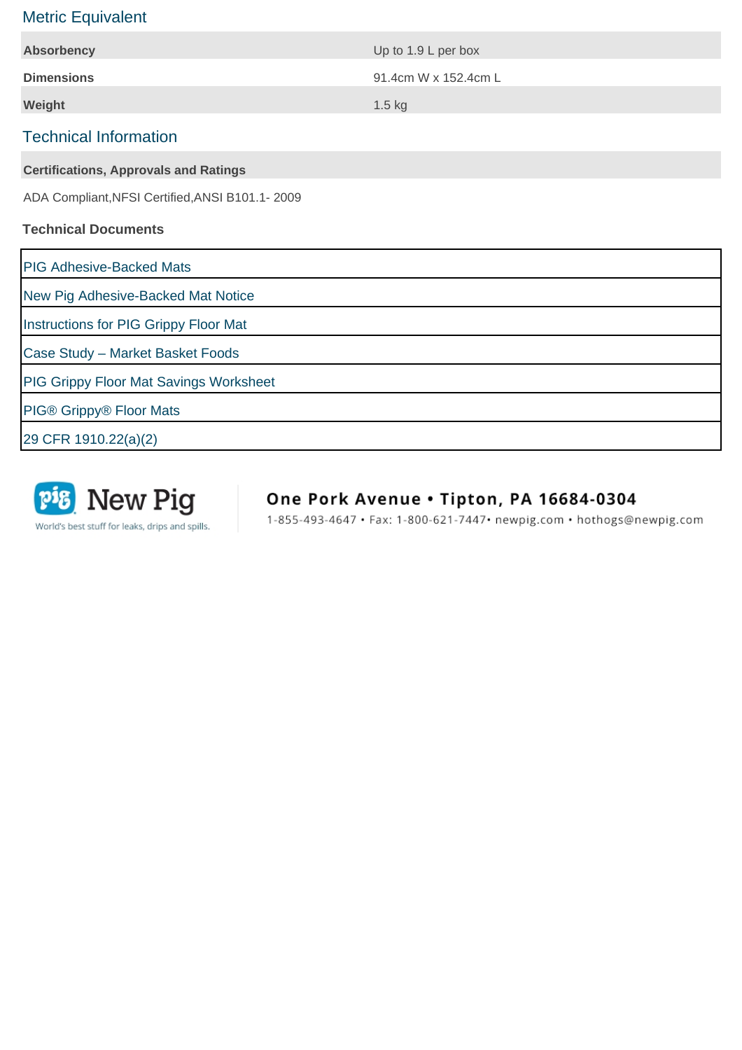## Metric Equivalent

| | |
|---|---|
| **Absorbency** | Up to 1.9 L per box |
| **Dimensions** | 91.4cm W x 152.4cm L |
| **Weight** | 1.5 kg |

## Technical Information

**Certifications, Approvals and Ratings**

ADA Compliant,NFSI Certified,ANSI B101.1- 2009

**Technical Documents**

| |
|---|
| PIG Adhesive-Backed Mats |
| New Pig Adhesive-Backed Mat Notice |
| Instructions for PIG Grippy Floor Mat |
| Case Study – Market Basket Foods |
| PIG Grippy Floor Mat Savings Worksheet |
| PIG® Grippy® Floor Mats |
| 29 CFR 1910.22(a)(2) |

New Pig
World's best stuff for leaks, drips and spills.

**One Pork Avenue • Tipton, PA 16684-0304**
1-855-493-4647 • Fax: 1-800-621-7447• newpig.com • hothogs@newpig.com